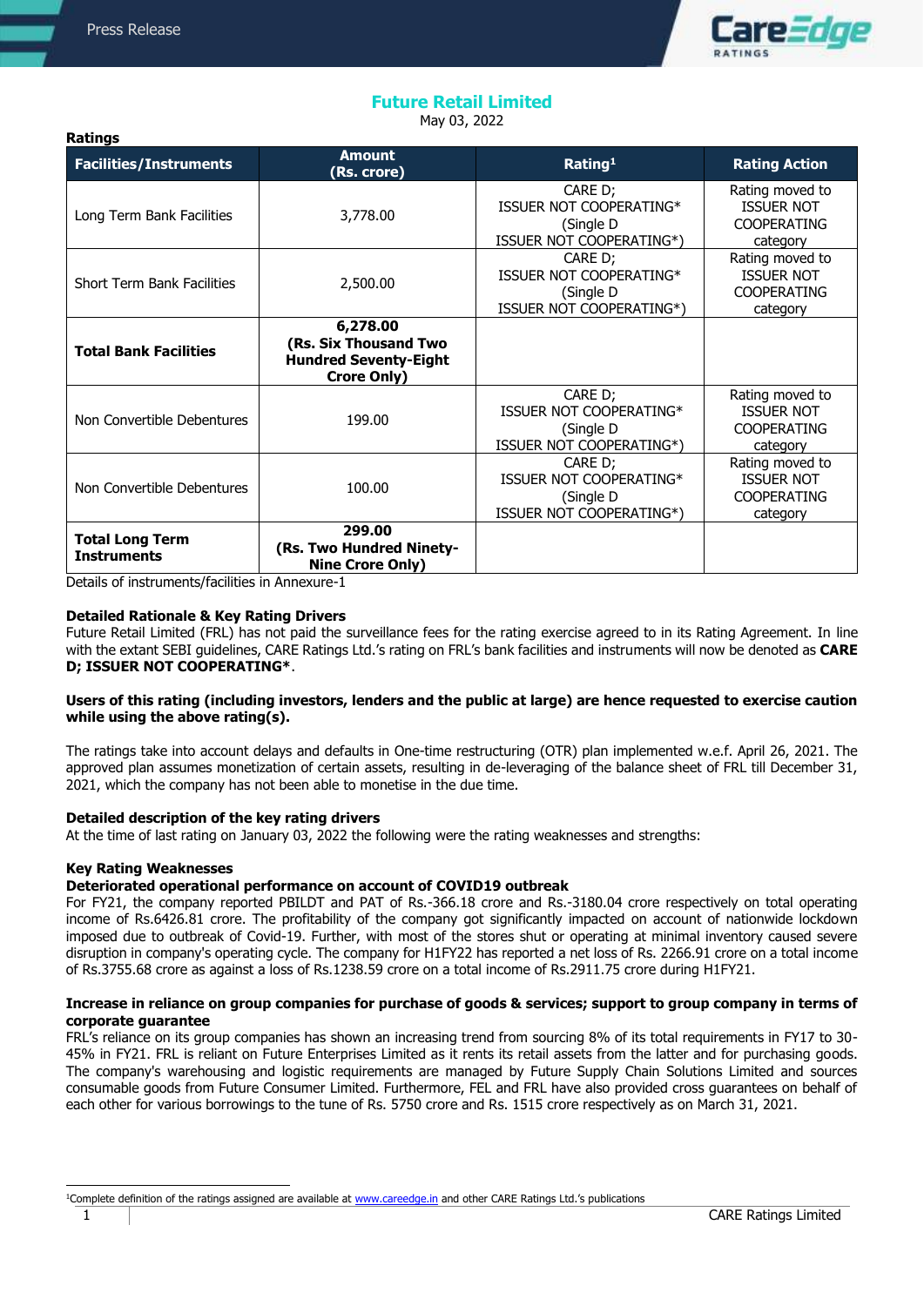# Future Retail Limited

May 03, 2022

**Ratings**

| Facilities/Instruments | Amount (Rs. crore) | Rating[1] | Rating Action |
|---|---|---|---|
| Long Term Bank Facilities | 3,778.00 | CARE D; ISSUER NOT COOPERATING* (Single D ISSUER NOT COOPERATING*) | Rating moved to ISSUER NOT COOPERATING category |
| Short Term Bank Facilities | 2,500.00 | CARE D; ISSUER NOT COOPERATING* (Single D ISSUER NOT COOPERATING*) | Rating moved to ISSUER NOT COOPERATING category |
| **Total Bank Facilities** | **6,278.00 (Rs. Six Thousand Two Hundred Seventy-Eight Crore Only)** | | |
| Non Convertible Debentures | 199.00 | CARE D; ISSUER NOT COOPERATING* (Single D ISSUER NOT COOPERATING*) | Rating moved to ISSUER NOT COOPERATING category |
| Non Convertible Debentures | 100.00 | CARE D; ISSUER NOT COOPERATING* (Single D ISSUER NOT COOPERATING*) | Rating moved to ISSUER NOT COOPERATING category |
| **Total Long Term Instruments** | **299.00 (Rs. Two Hundred Ninety-Nine Crore Only)** | | |

Details of instruments/facilities in Annexure-1

**Detailed Rationale & Key Rating Drivers**

Future Retail Limited (FRL) has not paid the surveillance fees for the rating exercise agreed to in its Rating Agreement. In line with the extant SEBI guidelines, CARE Ratings Ltd.'s rating on FRL's bank facilities and instruments will now be denoted as **CARE D; ISSUER NOT COOPERATING***.

**Users of this rating (including investors, lenders and the public at large) are hence requested to exercise caution while using the above rating(s).**

The ratings take into account delays and defaults in One-time restructuring (OTR) plan implemented w.e.f. April 26, 2021. The approved plan assumes monetization of certain assets, resulting in de-leveraging of the balance sheet of FRL till December 31, 2021, which the company has not been able to monetise in the due time.

**Detailed description of the key rating drivers**

At the time of last rating on January 03, 2022 the following were the rating weaknesses and strengths:

**Key Rating Weaknesses**

**Deteriorated operational performance on account of COVID19 outbreak**

For FY21, the company reported PBILDT and PAT of Rs.-366.18 crore and Rs.-3180.04 crore respectively on total operating income of Rs.6426.81 crore. The profitability of the company got significantly impacted on account of nationwide lockdown imposed due to outbreak of Covid-19. Further, with most of the stores shut or operating at minimal inventory caused severe disruption in company's operating cycle. The company for H1FY22 has reported a net loss of Rs. 2266.91 crore on a total income of Rs.3755.68 crore as against a loss of Rs.1238.59 crore on a total income of Rs.2911.75 crore during H1FY21.

**Increase in reliance on group companies for purchase of goods & services; support to group company in terms of corporate guarantee**

FRL's reliance on its group companies has shown an increasing trend from sourcing 8% of its total requirements in FY17 to 30-45% in FY21. FRL is reliant on Future Enterprises Limited as it rents its retail assets from the latter and for purchasing goods. The company's warehousing and logistic requirements are managed by Future Supply Chain Solutions Limited and sources consumable goods from Future Consumer Limited. Furthermore, FEL and FRL have also provided cross guarantees on behalf of each other for various borrowings to the tune of Rs. 5750 crore and Rs. 1515 crore respectively as on March 31, 2021.

[1]Complete definition of the ratings assigned are available at www.careedge.in and other CARE Ratings Ltd.'s publications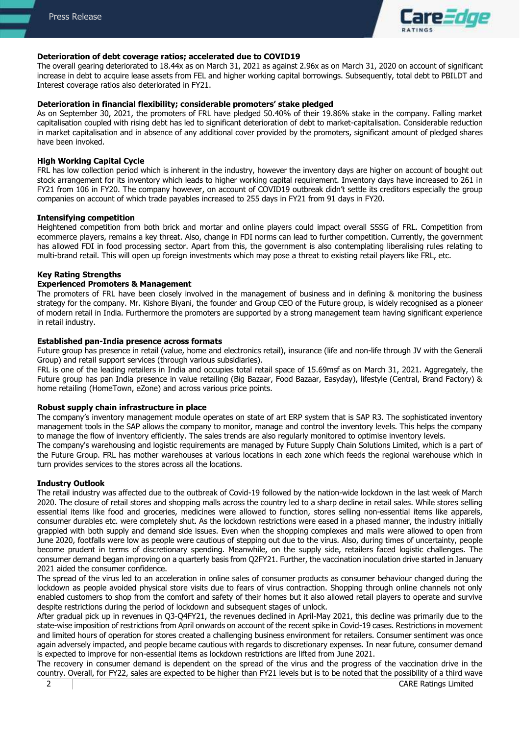**Deterioration of debt coverage ratios; accelerated due to COVID19**

The overall gearing deteriorated to 18.44x as on March 31, 2021 as against 2.96x as on March 31, 2020 on account of significant increase in debt to acquire lease assets from FEL and higher working capital borrowings. Subsequently, total debt to PBILDT and Interest coverage ratios also deteriorated in FY21.

**Deterioration in financial flexibility; considerable promoters' stake pledged**

As on September 30, 2021, the promoters of FRL have pledged 50.40% of their 19.86% stake in the company. Falling market capitalisation coupled with rising debt has led to significant deterioration of debt to market-capitalisation. Considerable reduction in market capitalisation and in absence of any additional cover provided by the promoters, significant amount of pledged shares have been invoked.

**High Working Capital Cycle**

FRL has low collection period which is inherent in the industry, however the inventory days are higher on account of bought out stock arrangement for its inventory which leads to higher working capital requirement. Inventory days have increased to 261 in FY21 from 106 in FY20. The company however, on account of COVID19 outbreak didn't settle its creditors especially the group companies on account of which trade payables increased to 255 days in FY21 from 91 days in FY20.

**Intensifying competition**

Heightened competition from both brick and mortar and online players could impact overall SSSG of FRL. Competition from ecommerce players, remains a key threat. Also, change in FDI norms can lead to further competition. Currently, the government has allowed FDI in food processing sector. Apart from this, the government is also contemplating liberalising rules relating to multi-brand retail. This will open up foreign investments which may pose a threat to existing retail players like FRL, etc.

**Key Rating Strengths**

**Experienced Promoters & Management**

The promoters of FRL have been closely involved in the management of business and in defining & monitoring the business strategy for the company. Mr. Kishore Biyani, the founder and Group CEO of the Future group, is widely recognised as a pioneer of modern retail in India. Furthermore the promoters are supported by a strong management team having significant experience in retail industry.

**Established pan-India presence across formats**

Future group has presence in retail (value, home and electronics retail), insurance (life and non-life through JV with the Generali Group) and retail support services (through various subsidiaries).

FRL is one of the leading retailers in India and occupies total retail space of 15.69msf as on March 31, 2021. Aggregately, the Future group has pan India presence in value retailing (Big Bazaar, Food Bazaar, Easyday), lifestyle (Central, Brand Factory) & home retailing (HomeTown, eZone) and across various price points.

**Robust supply chain infrastructure in place**

The company's inventory management module operates on state of art ERP system that is SAP R3. The sophisticated inventory management tools in the SAP allows the company to monitor, manage and control the inventory levels. This helps the company to manage the flow of inventory efficiently. The sales trends are also regularly monitored to optimise inventory levels.

The company's warehousing and logistic requirements are managed by Future Supply Chain Solutions Limited, which is a part of the Future Group. FRL has mother warehouses at various locations in each zone which feeds the regional warehouse which in turn provides services to the stores across all the locations.

**Industry Outlook**

The retail industry was affected due to the outbreak of Covid-19 followed by the nation-wide lockdown in the last week of March 2020. The closure of retail stores and shopping malls across the country led to a sharp decline in retail sales. While stores selling essential items like food and groceries, medicines were allowed to function, stores selling non-essential items like apparels, consumer durables etc. were completely shut. As the lockdown restrictions were eased in a phased manner, the industry initially grappled with both supply and demand side issues. Even when the shopping complexes and malls were allowed to open from June 2020, footfalls were low as people were cautious of stepping out due to the virus. Also, during times of uncertainty, people become prudent in terms of discretionary spending. Meanwhile, on the supply side, retailers faced logistic challenges. The consumer demand began improving on a quarterly basis from Q2FY21. Further, the vaccination inoculation drive started in January 2021 aided the consumer confidence.

The spread of the virus led to an acceleration in online sales of consumer products as consumer behaviour changed during the lockdown as people avoided physical store visits due to fears of virus contraction. Shopping through online channels not only enabled customers to shop from the comfort and safety of their homes but it also allowed retail players to operate and survive despite restrictions during the period of lockdown and subsequent stages of unlock.

After gradual pick up in revenues in Q3-Q4FY21, the revenues declined in April-May 2021, this decline was primarily due to the state-wise imposition of restrictions from April onwards on account of the recent spike in Covid-19 cases. Restrictions in movement and limited hours of operation for stores created a challenging business environment for retailers. Consumer sentiment was once again adversely impacted, and people became cautious with regards to discretionary expenses. In near future, consumer demand is expected to improve for non-essential items as lockdown restrictions are lifted from June 2021.

The recovery in consumer demand is dependent on the spread of the virus and the progress of the vaccination drive in the country. Overall, for FY22, sales are expected to be higher than FY21 levels but is to be noted that the possibility of a third wave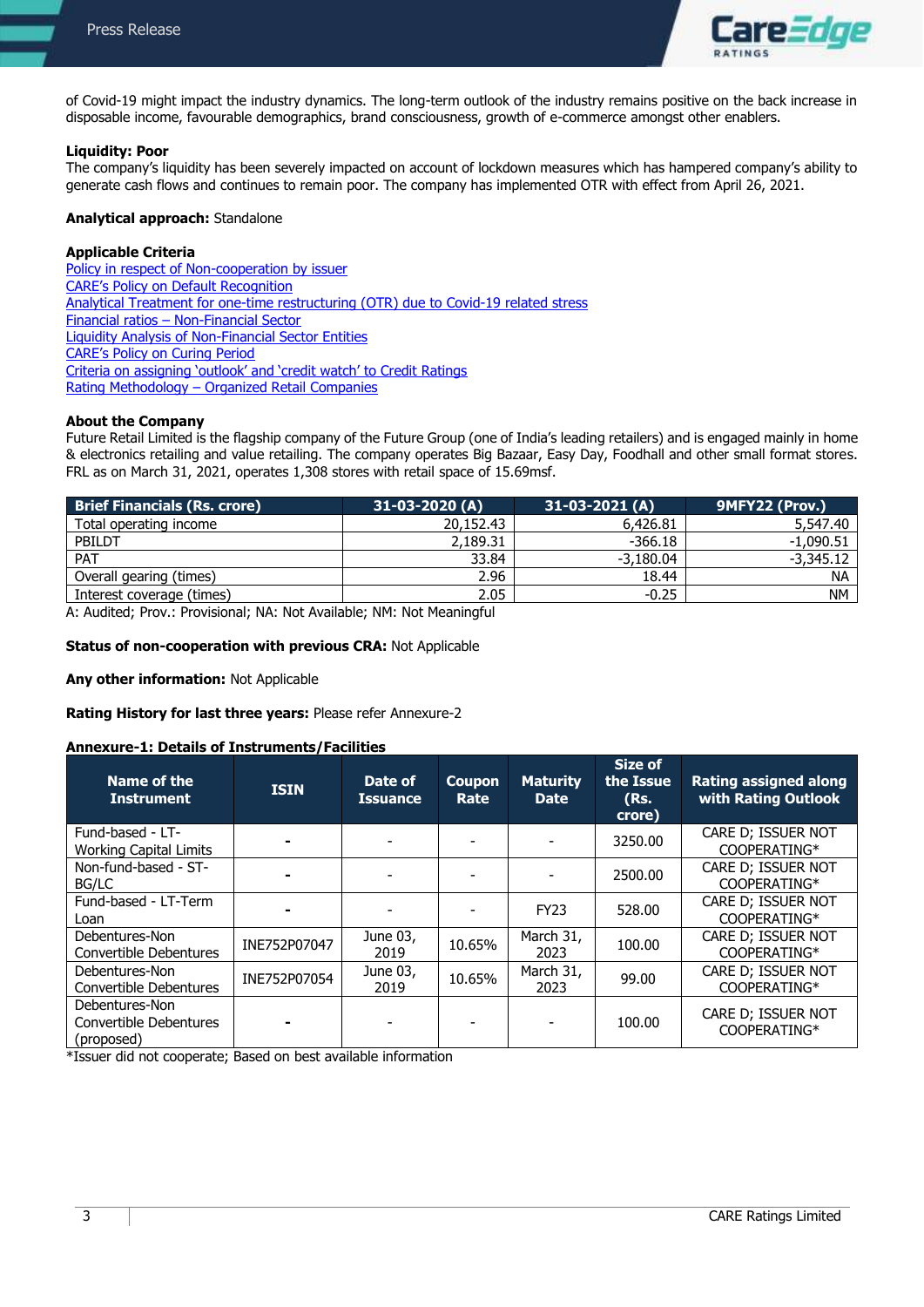of Covid-19 might impact the industry dynamics. The long-term outlook of the industry remains positive on the back increase in disposable income, favourable demographics, brand consciousness, growth of e-commerce amongst other enablers.

**Liquidity: Poor**
The company's liquidity has been severely impacted on account of lockdown measures which has hampered company's ability to generate cash flows and continues to remain poor. The company has implemented OTR with effect from April 26, 2021.

**Analytical approach:** Standalone

**Applicable Criteria**
Policy in respect of Non-cooperation by issuer
CARE's Policy on Default Recognition
Analytical Treatment for one-time restructuring (OTR) due to Covid-19 related stress
Financial ratios – Non-Financial Sector
Liquidity Analysis of Non-Financial Sector Entities
CARE's Policy on Curing Period
Criteria on assigning 'outlook' and 'credit watch' to Credit Ratings
Rating Methodology – Organized Retail Companies

**About the Company**
Future Retail Limited is the flagship company of the Future Group (one of India's leading retailers) and is engaged mainly in home & electronics retailing and value retailing. The company operates Big Bazaar, Easy Day, Foodhall and other small format stores. FRL as on March 31, 2021, operates 1,308 stores with retail space of 15.69msf.

| Brief Financials (Rs. crore) | 31-03-2020 (A) | 31-03-2021 (A) | 9MFY22 (Prov.) |
|---|---|---|---|
| Total operating income | 20,152.43 | 6,426.81 | 5,547.40 |
| PBILDT | 2,189.31 | -366.18 | -1,090.51 |
| PAT | 33.84 | -3,180.04 | -3,345.12 |
| Overall gearing (times) | 2.96 | 18.44 | NA |
| Interest coverage (times) | 2.05 | -0.25 | NM |

A: Audited; Prov.: Provisional; NA: Not Available; NM: Not Meaningful

**Status of non-cooperation with previous CRA:** Not Applicable

**Any other information:** Not Applicable

**Rating History for last three years:** Please refer Annexure-2

**Annexure-1: Details of Instruments/Facilities**

| Name of the Instrument | ISIN | Date of Issuance | Coupon Rate | Maturity Date | Size of the Issue (Rs. crore) | Rating assigned along with Rating Outlook |
|---|---|---|---|---|---|---|
| Fund-based - LT-Working Capital Limits | - | - | - | - | 3250.00 | CARE D; ISSUER NOT COOPERATING* |
| Non-fund-based - ST-BG/LC | - | - | - | - | 2500.00 | CARE D; ISSUER NOT COOPERATING* |
| Fund-based - LT-Term Loan | - | - | - | FY23 | 528.00 | CARE D; ISSUER NOT COOPERATING* |
| Debentures-Non Convertible Debentures | INE752P07047 | June 03, 2019 | 10.65% | March 31, 2023 | 100.00 | CARE D; ISSUER NOT COOPERATING* |
| Debentures-Non Convertible Debentures | INE752P07054 | June 03, 2019 | 10.65% | March 31, 2023 | 99.00 | CARE D; ISSUER NOT COOPERATING* |
| Debentures-Non Convertible Debentures (proposed) | - | - | - | - | 100.00 | CARE D; ISSUER NOT COOPERATING* |

*Issuer did not cooperate; Based on best available information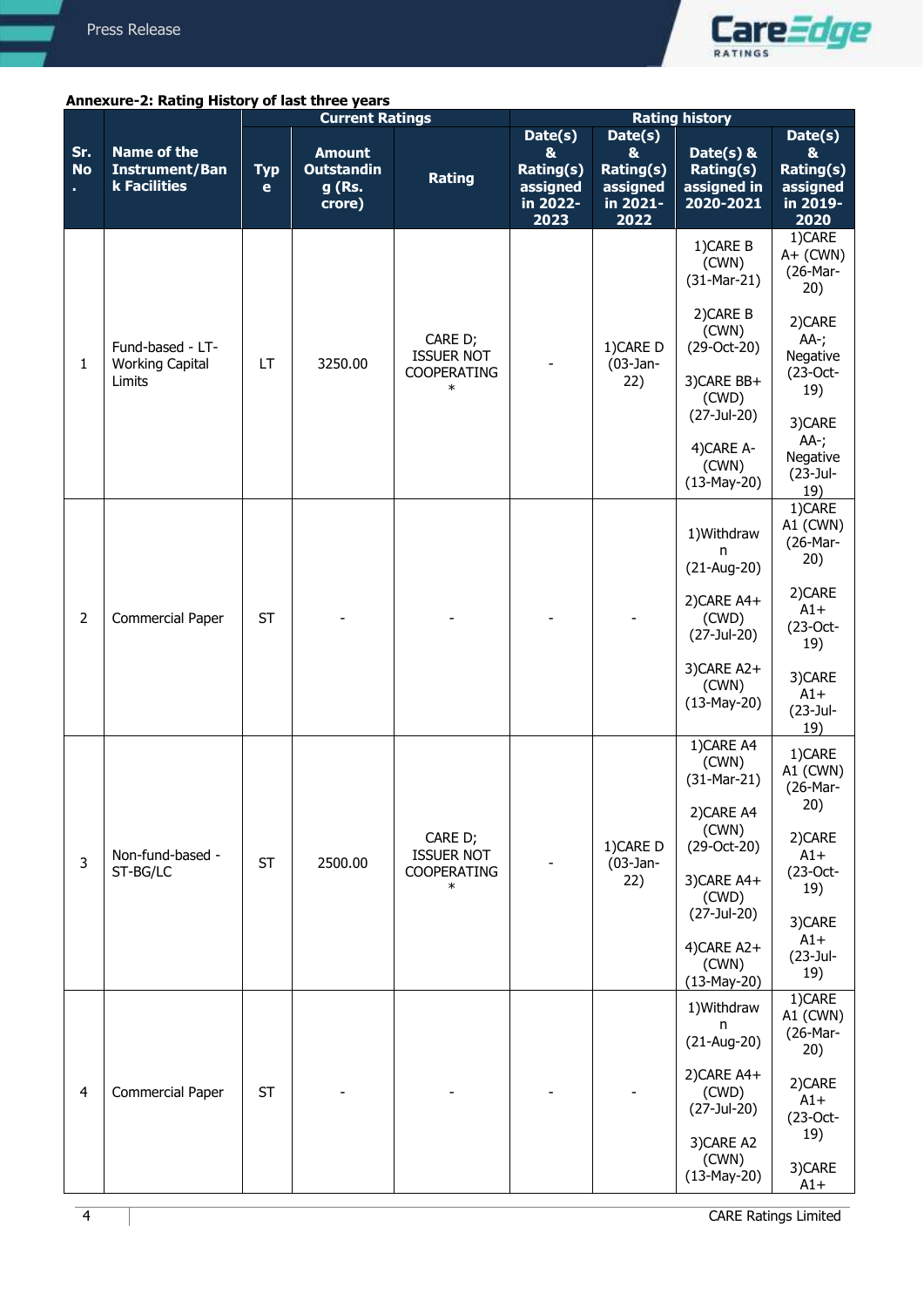**Annexure-2: Rating History of last three years**

| Sr. No. | Name of the Instrument/Bank Facilities | Current Ratings | | | Rating history | | | |
|---|---|---|---|---|---|---|---|---|
| | | Type | Amount Outstanding (Rs. crore) | Rating | Date(s) & Rating(s) assigned in 2022-2023 | Date(s) & Rating(s) assigned in 2021-2022 | Date(s) & Rating(s) assigned in 2020-2021 | Date(s) & Rating(s) assigned in 2019-2020 |
| 1 | Fund-based - LT-Working Capital Limits | LT | 3250.00 | CARE D; ISSUER NOT COOPERATING * | - | 1)CARE D (03-Jan-22) | 1)CARE B (CWN) (31-Mar-21) 2)CARE B (CWN) (29-Oct-20) 3)CARE BB+ (CWD) (27-Jul-20) 4)CARE A- (CWN) (13-May-20) | 1)CARE A+ (CWN) (26-Mar-20) 2)CARE AA-; Negative (23-Oct-19) 3)CARE AA-; Negative (23-Jul-19) |
| 2 | Commercial Paper | ST | - | - | - | - | 1)Withdrawn (21-Aug-20) 2)CARE A4+ (CWD) (27-Jul-20) 3)CARE A2+ (CWN) (13-May-20) | 1)CARE A1 (CWN) (26-Mar-20) 2)CARE A1+ (23-Oct-19) 3)CARE A1+ (23-Jul-19) |
| 3 | Non-fund-based - ST-BG/LC | ST | 2500.00 | CARE D; ISSUER NOT COOPERATING * | - | 1)CARE D (03-Jan-22) | 1)CARE A4 (CWN) (31-Mar-21) 2)CARE A4 (CWN) (29-Oct-20) 3)CARE A4+ (CWD) (27-Jul-20) 4)CARE A2+ (CWN) (13-May-20) | 1)CARE A1 (CWN) (26-Mar-20) 2)CARE A1+ (23-Oct-19) 3)CARE A1+ (23-Jul-19) |
| 4 | Commercial Paper | ST | - | - | - | - | 1)Withdrawn (21-Aug-20) 2)CARE A4+ (CWD) (27-Jul-20) 3)CARE A2 (CWN) (13-May-20) | 1)CARE A1 (CWN) (26-Mar-20) 2)CARE A1+ (23-Oct-19) 3)CARE A1+ |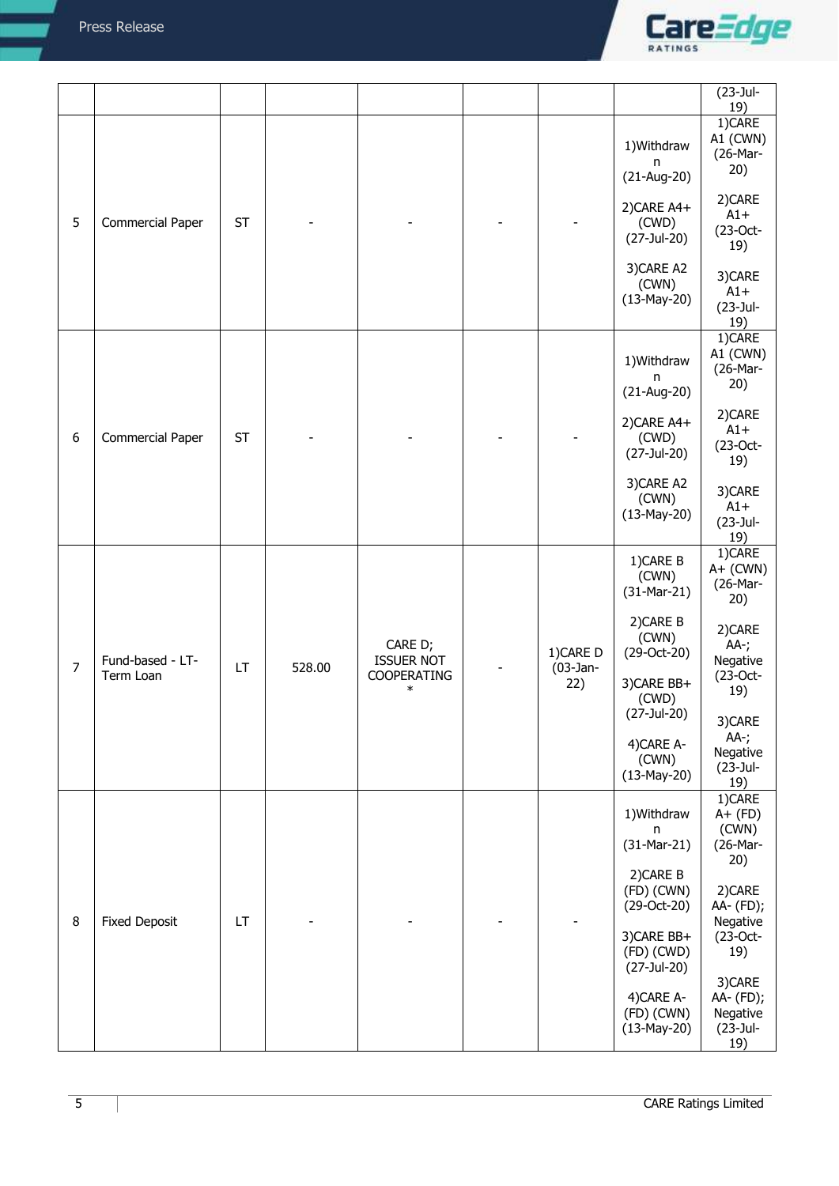| | | | | | | | | (23-Jul-19) |
|---|---|---|---|---|---|---|---|---|
| 5 | Commercial Paper | ST | - | - | - | - | 1)Withdrawn (21-Aug-20) 2)CARE A4+ (CWD) (27-Jul-20) 3)CARE A2 (CWN) (13-May-20) | 1)CARE A1 (CWN) (26-Mar-20) 2)CARE A1+ (23-Oct-19) 3)CARE A1+ (23-Jul-19) |
| 6 | Commercial Paper | ST | - | - | - | - | 1)Withdrawn (21-Aug-20) 2)CARE A4+ (CWD) (27-Jul-20) 3)CARE A2 (CWN) (13-May-20) | 1)CARE A1 (CWN) (26-Mar-20) 2)CARE A1+ (23-Oct-19) 3)CARE A1+ (23-Jul-19) |
| 7 | Fund-based - LT-Term Loan | LT | 528.00 | CARE D; ISSUER NOT COOPERATING * | - | 1)CARE D (03-Jan-22) | 1)CARE B (CWN) (31-Mar-21) 2)CARE B (CWN) (29-Oct-20) 3)CARE BB+ (CWD) (27-Jul-20) 4)CARE A- (CWN) (13-May-20) | 1)CARE A+ (CWN) (26-Mar-20) 2)CARE AA-; Negative (23-Oct-19) 3)CARE AA-; Negative (23-Jul-19) |
| 8 | Fixed Deposit | LT | - | - | - | - | 1)Withdrawn (31-Mar-21) 2)CARE B (FD) (CWN) (29-Oct-20) 3)CARE BB+ (FD) (CWD) (27-Jul-20) 4)CARE A- (FD) (CWN) (13-May-20) | 1)CARE A+ (FD) (CWN) (26-Mar-20) 2)CARE AA- (FD); Negative (23-Oct-19) 3)CARE AA- (FD); Negative (23-Jul-19) |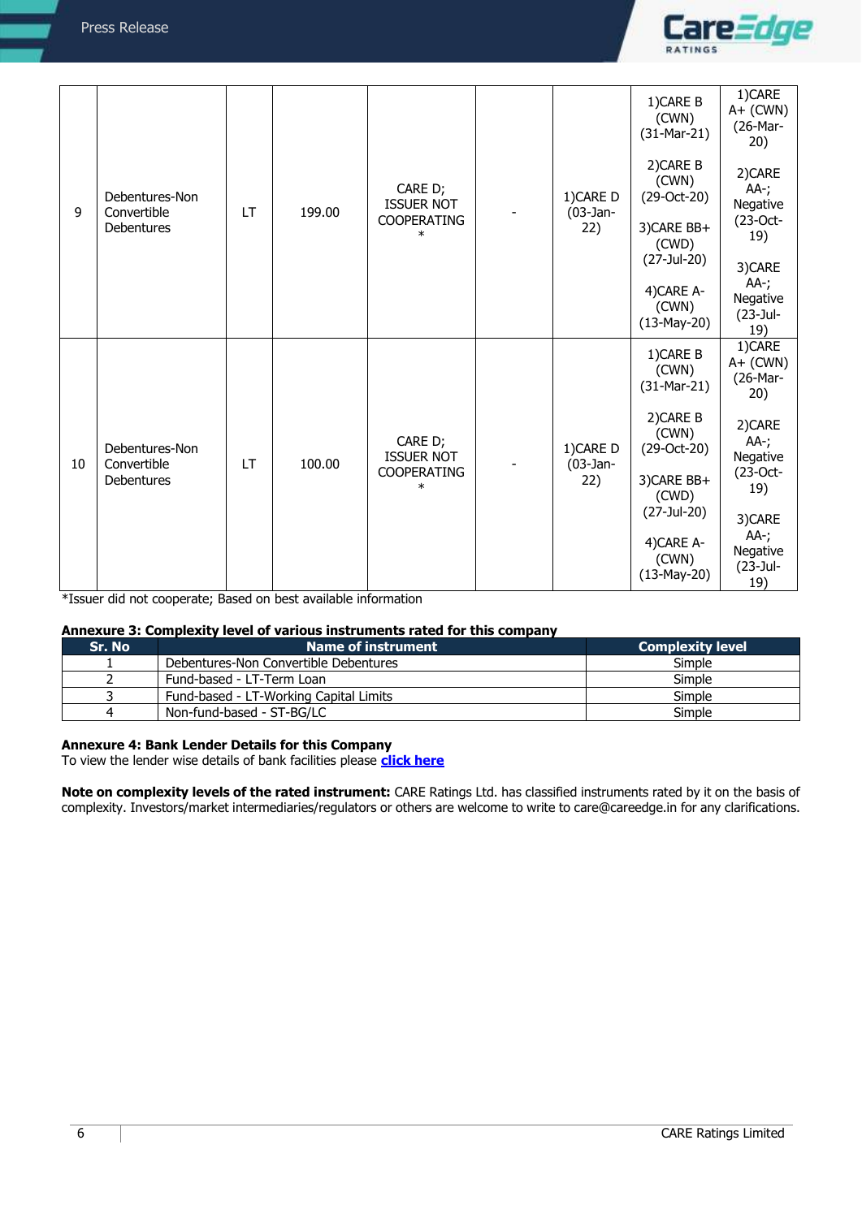| 9 | Debentures-Non Convertible Debentures | LT | 199.00 | CARE D; ISSUER NOT COOPERATING * | - | 1)CARE D (03-Jan-22) | 1)CARE B (CWN) (31-Mar-21) 2)CARE B (CWN) (29-Oct-20) 3)CARE BB+ (CWD) (27-Jul-20) 4)CARE A- (CWN) (13-May-20) | 1)CARE A+ (CWN) (26-Mar-20) 2)CARE AA-; Negative (23-Oct-19) 3)CARE AA-; Negative (23-Jul-19) |
|---|---|---|---|---|---|---|---|---|
| 10 | Debentures-Non Convertible Debentures | LT | 100.00 | CARE D; ISSUER NOT COOPERATING * | - | 1)CARE D (03-Jan-22) | 1)CARE B (CWN) (31-Mar-21) 2)CARE B (CWN) (29-Oct-20) 3)CARE BB+ (CWD) (27-Jul-20) 4)CARE A- (CWN) (13-May-20) | 1)CARE A+ (CWN) (26-Mar-20) 2)CARE AA-; Negative (23-Oct-19) 3)CARE AA-; Negative (23-Jul-19) |

*Issuer did not cooperate; Based on best available information

**Annexure 3: Complexity level of various instruments rated for this company**

| Sr. No | Name of instrument | Complexity level |
|---|---|---|
| 1 | Debentures-Non Convertible Debentures | Simple |
| 2 | Fund-based - LT-Term Loan | Simple |
| 3 | Fund-based - LT-Working Capital Limits | Simple |
| 4 | Non-fund-based - ST-BG/LC | Simple |

**Annexure 4: Bank Lender Details for this Company**

To view the lender wise details of bank facilities please **click here**

**Note on complexity levels of the rated instrument:** CARE Ratings Ltd. has classified instruments rated by it on the basis of complexity. Investors/market intermediaries/regulators or others are welcome to write to care@careedge.in for any clarifications.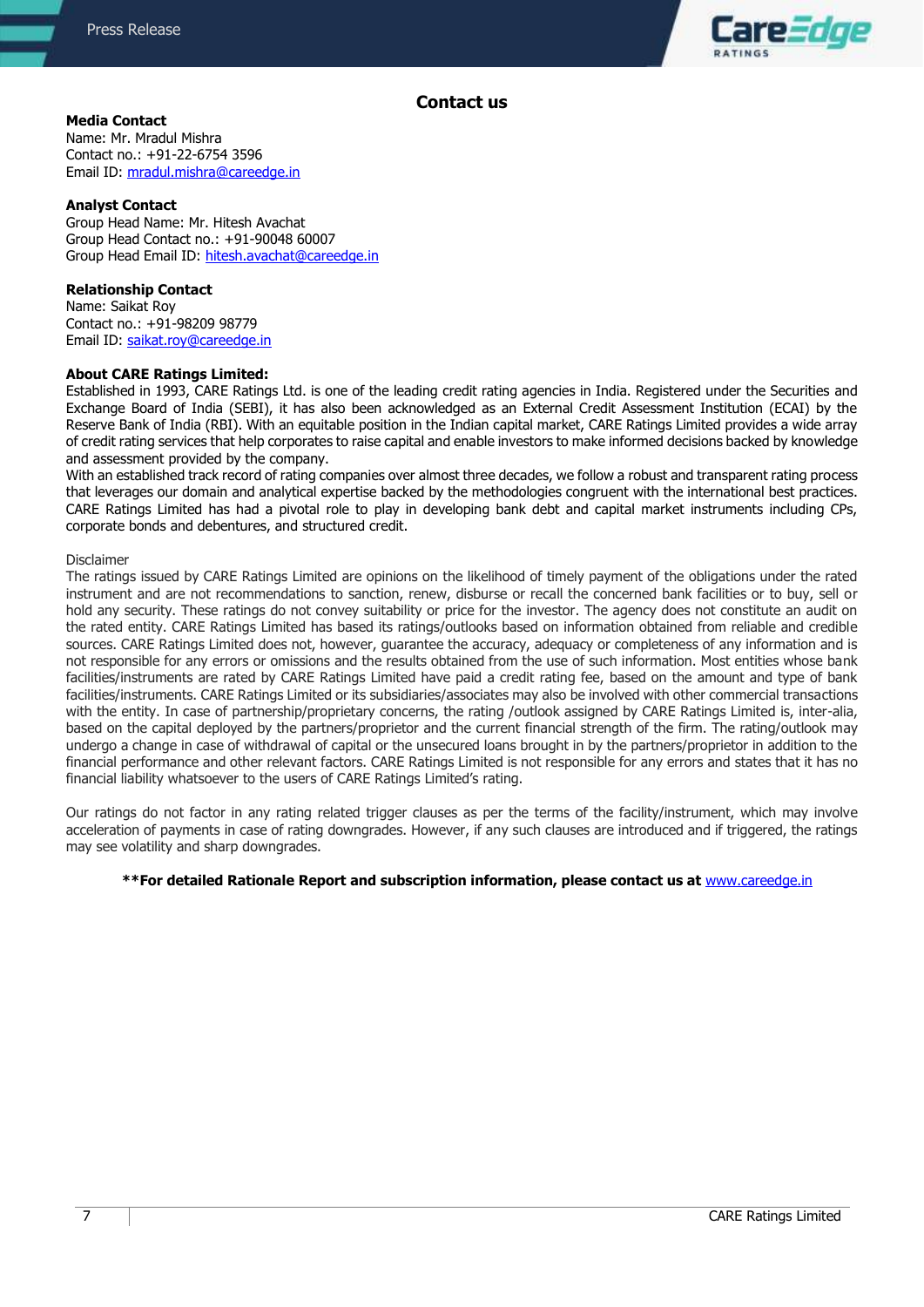## Contact us

**Media Contact**
Name: Mr. Mradul Mishra
Contact no.: +91-22-6754 3596
Email ID: mradul.mishra@careedge.in

**Analyst Contact**
Group Head Name: Mr. Hitesh Avachat
Group Head Contact no.: +91-90048 60007
Group Head Email ID: hitesh.avachat@careedge.in

**Relationship Contact**
Name: Saikat Roy
Contact no.: +91-98209 98779
Email ID: saikat.roy@careedge.in

**About CARE Ratings Limited:**
Established in 1993, CARE Ratings Ltd. is one of the leading credit rating agencies in India. Registered under the Securities and Exchange Board of India (SEBI), it has also been acknowledged as an External Credit Assessment Institution (ECAI) by the Reserve Bank of India (RBI). With an equitable position in the Indian capital market, CARE Ratings Limited provides a wide array of credit rating services that help corporates to raise capital and enable investors to make informed decisions backed by knowledge and assessment provided by the company.
With an established track record of rating companies over almost three decades, we follow a robust and transparent rating process that leverages our domain and analytical expertise backed by the methodologies congruent with the international best practices. CARE Ratings Limited has had a pivotal role to play in developing bank debt and capital market instruments including CPs, corporate bonds and debentures, and structured credit.

Disclaimer
The ratings issued by CARE Ratings Limited are opinions on the likelihood of timely payment of the obligations under the rated instrument and are not recommendations to sanction, renew, disburse or recall the concerned bank facilities or to buy, sell or hold any security. These ratings do not convey suitability or price for the investor. The agency does not constitute an audit on the rated entity. CARE Ratings Limited has based its ratings/outlooks based on information obtained from reliable and credible sources. CARE Ratings Limited does not, however, guarantee the accuracy, adequacy or completeness of any information and is not responsible for any errors or omissions and the results obtained from the use of such information. Most entities whose bank facilities/instruments are rated by CARE Ratings Limited have paid a credit rating fee, based on the amount and type of bank facilities/instruments. CARE Ratings Limited or its subsidiaries/associates may also be involved with other commercial transactions with the entity. In case of partnership/proprietary concerns, the rating /outlook assigned by CARE Ratings Limited is, inter-alia, based on the capital deployed by the partners/proprietor and the current financial strength of the firm. The rating/outlook may undergo a change in case of withdrawal of capital or the unsecured loans brought in by the partners/proprietor in addition to the financial performance and other relevant factors. CARE Ratings Limited is not responsible for any errors and states that it has no financial liability whatsoever to the users of CARE Ratings Limited's rating.

Our ratings do not factor in any rating related trigger clauses as per the terms of the facility/instrument, which may involve acceleration of payments in case of rating downgrades. However, if any such clauses are introduced and if triggered, the ratings may see volatility and sharp downgrades.

**\*\*For detailed Rationale Report and subscription information, please contact us at** www.careedge.in